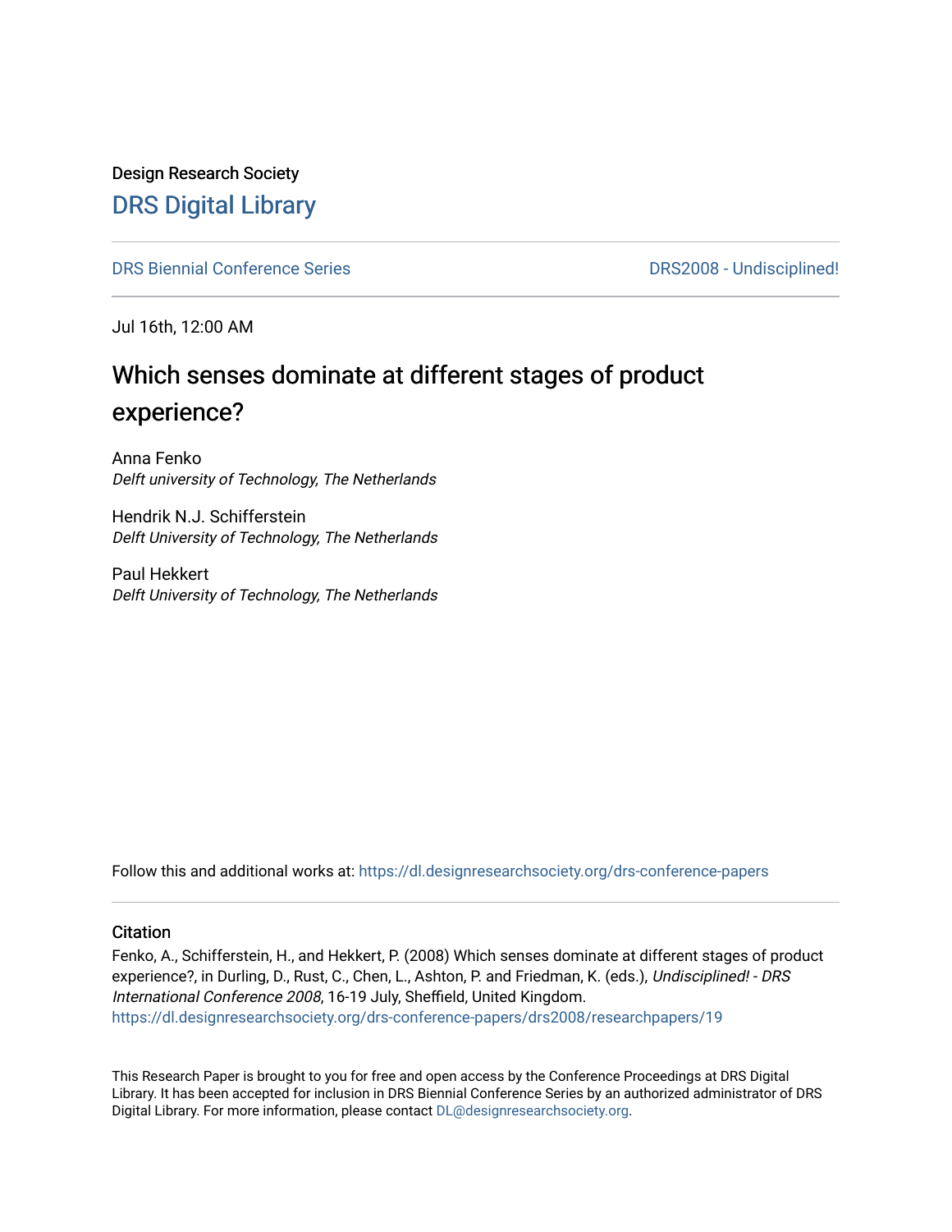Design Research Society

# DRS Digital Library

DRS Biennial Conference Series | DRS2008 - Undisciplined!

Jul 16th, 12:00 AM

## Which senses dominate at different stages of product experience?

Anna Fenko
*Delft university of Technology, The Netherlands*

Hendrik N.J. Schifferstein
*Delft University of Technology, The Netherlands*

Paul Hekkert
*Delft University of Technology, The Netherlands*

Follow this and additional works at: https://dl.designresearchsociety.org/drs-conference-papers

### Citation

Fenko, A., Schifferstein, H., and Hekkert, P. (2008) Which senses dominate at different stages of product experience?, in Durling, D., Rust, C., Chen, L., Ashton, P. and Friedman, K. (eds.), *Undisciplined! - DRS International Conference 2008*, 16-19 July, Sheffield, United Kingdom.
https://dl.designresearchsociety.org/drs-conference-papers/drs2008/researchpapers/19

This Research Paper is brought to you for free and open access by the Conference Proceedings at DRS Digital Library. It has been accepted for inclusion in DRS Biennial Conference Series by an authorized administrator of DRS Digital Library. For more information, please contact DL@designresearchsociety.org.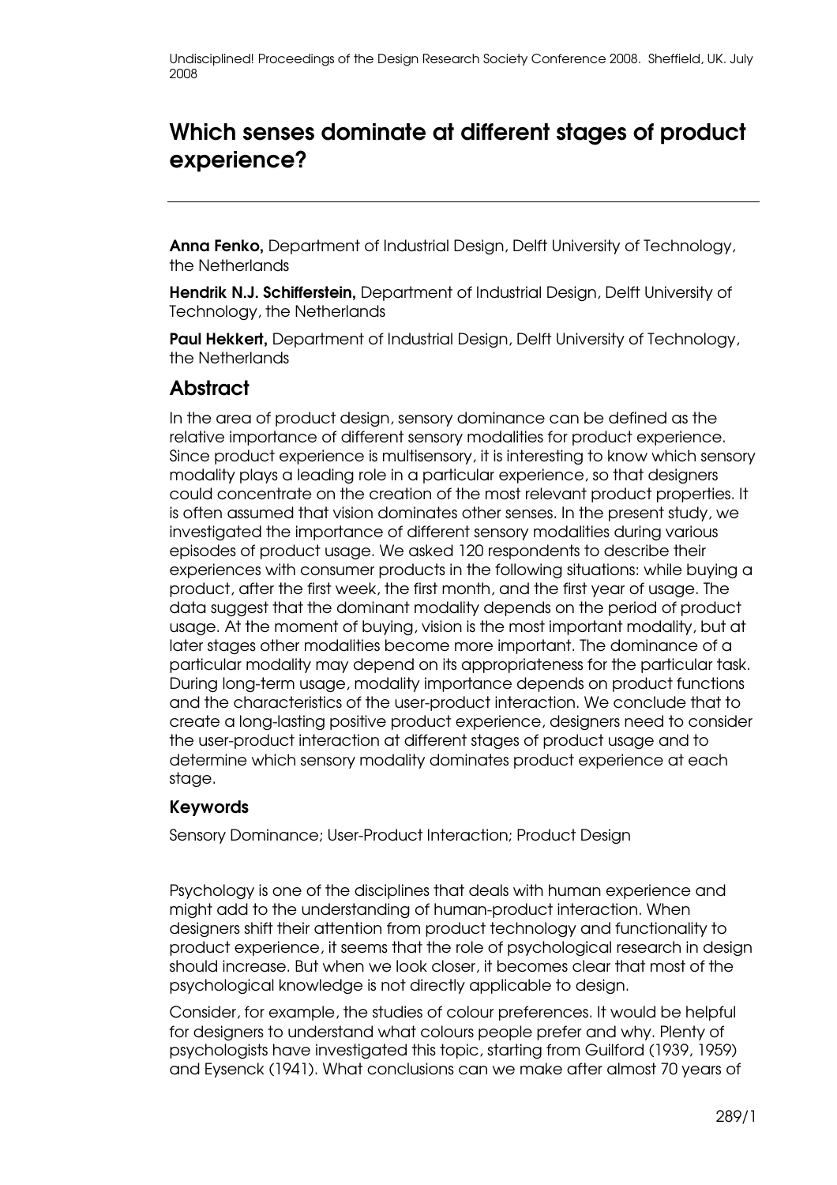# Which senses dominate at different stages of product experience?

**Anna Fenko,** Department of Industrial Design, Delft University of Technology, the Netherlands

**Hendrik N.J. Schifferstein,** Department of Industrial Design, Delft University of Technology, the Netherlands

**Paul Hekkert,** Department of Industrial Design, Delft University of Technology, the Netherlands

## Abstract

In the area of product design, sensory dominance can be defined as the relative importance of different sensory modalities for product experience. Since product experience is multisensory, it is interesting to know which sensory modality plays a leading role in a particular experience, so that designers could concentrate on the creation of the most relevant product properties. It is often assumed that vision dominates other senses. In the present study, we investigated the importance of different sensory modalities during various episodes of product usage. We asked 120 respondents to describe their experiences with consumer products in the following situations: while buying a product, after the first week, the first month, and the first year of usage. The data suggest that the dominant modality depends on the period of product usage. At the moment of buying, vision is the most important modality, but at later stages other modalities become more important. The dominance of a particular modality may depend on its appropriateness for the particular task. During long-term usage, modality importance depends on product functions and the characteristics of the user-product interaction. We conclude that to create a long-lasting positive product experience, designers need to consider the user-product interaction at different stages of product usage and to determine which sensory modality dominates product experience at each stage.

### Keywords

Sensory Dominance; User-Product Interaction; Product Design

Psychology is one of the disciplines that deals with human experience and might add to the understanding of human-product interaction. When designers shift their attention from product technology and functionality to product experience, it seems that the role of psychological research in design should increase. But when we look closer, it becomes clear that most of the psychological knowledge is not directly applicable to design.

Consider, for example, the studies of colour preferences. It would be helpful for designers to understand what colours people prefer and why. Plenty of psychologists have investigated this topic, starting from Guilford (1939, 1959) and Eysenck (1941). What conclusions can we make after almost 70 years of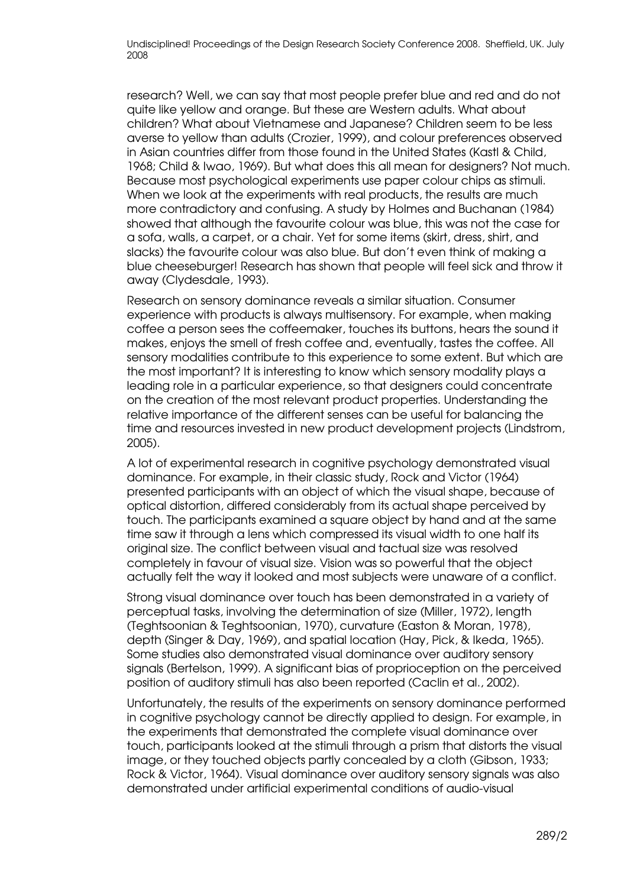research? Well, we can say that most people prefer blue and red and do not quite like yellow and orange. But these are Western adults. What about children? What about Vietnamese and Japanese? Children seem to be less averse to yellow than adults (Crozier, 1999), and colour preferences observed in Asian countries differ from those found in the United States (Kastl & Child, 1968; Child & Iwao, 1969). But what does this all mean for designers? Not much. Because most psychological experiments use paper colour chips as stimuli. When we look at the experiments with real products, the results are much more contradictory and confusing. A study by Holmes and Buchanan (1984) showed that although the favourite colour was blue, this was not the case for a sofa, walls, a carpet, or a chair. Yet for some items (skirt, dress, shirt, and slacks) the favourite colour was also blue. But don't even think of making a blue cheeseburger! Research has shown that people will feel sick and throw it away (Clydesdale, 1993).

Research on sensory dominance reveals a similar situation. Consumer experience with products is always multisensory. For example, when making coffee a person sees the coffeemaker, touches its buttons, hears the sound it makes, enjoys the smell of fresh coffee and, eventually, tastes the coffee. All sensory modalities contribute to this experience to some extent. But which are the most important? It is interesting to know which sensory modality plays a leading role in a particular experience, so that designers could concentrate on the creation of the most relevant product properties. Understanding the relative importance of the different senses can be useful for balancing the time and resources invested in new product development projects (Lindstrom, 2005).

A lot of experimental research in cognitive psychology demonstrated visual dominance. For example, in their classic study, Rock and Victor (1964) presented participants with an object of which the visual shape, because of optical distortion, differed considerably from its actual shape perceived by touch. The participants examined a square object by hand and at the same time saw it through a lens which compressed its visual width to one half its original size. The conflict between visual and tactual size was resolved completely in favour of visual size. Vision was so powerful that the object actually felt the way it looked and most subjects were unaware of a conflict.

Strong visual dominance over touch has been demonstrated in a variety of perceptual tasks, involving the determination of size (Miller, 1972), length (Teghtsoonian & Teghtsoonian, 1970), curvature (Easton & Moran, 1978), depth (Singer & Day, 1969), and spatial location (Hay, Pick, & Ikeda, 1965). Some studies also demonstrated visual dominance over auditory sensory signals (Bertelson, 1999). A significant bias of proprioception on the perceived position of auditory stimuli has also been reported (Caclin et al., 2002).

Unfortunately, the results of the experiments on sensory dominance performed in cognitive psychology cannot be directly applied to design. For example, in the experiments that demonstrated the complete visual dominance over touch, participants looked at the stimuli through a prism that distorts the visual image, or they touched objects partly concealed by a cloth (Gibson, 1933; Rock & Victor, 1964). Visual dominance over auditory sensory signals was also demonstrated under artificial experimental conditions of audio-visual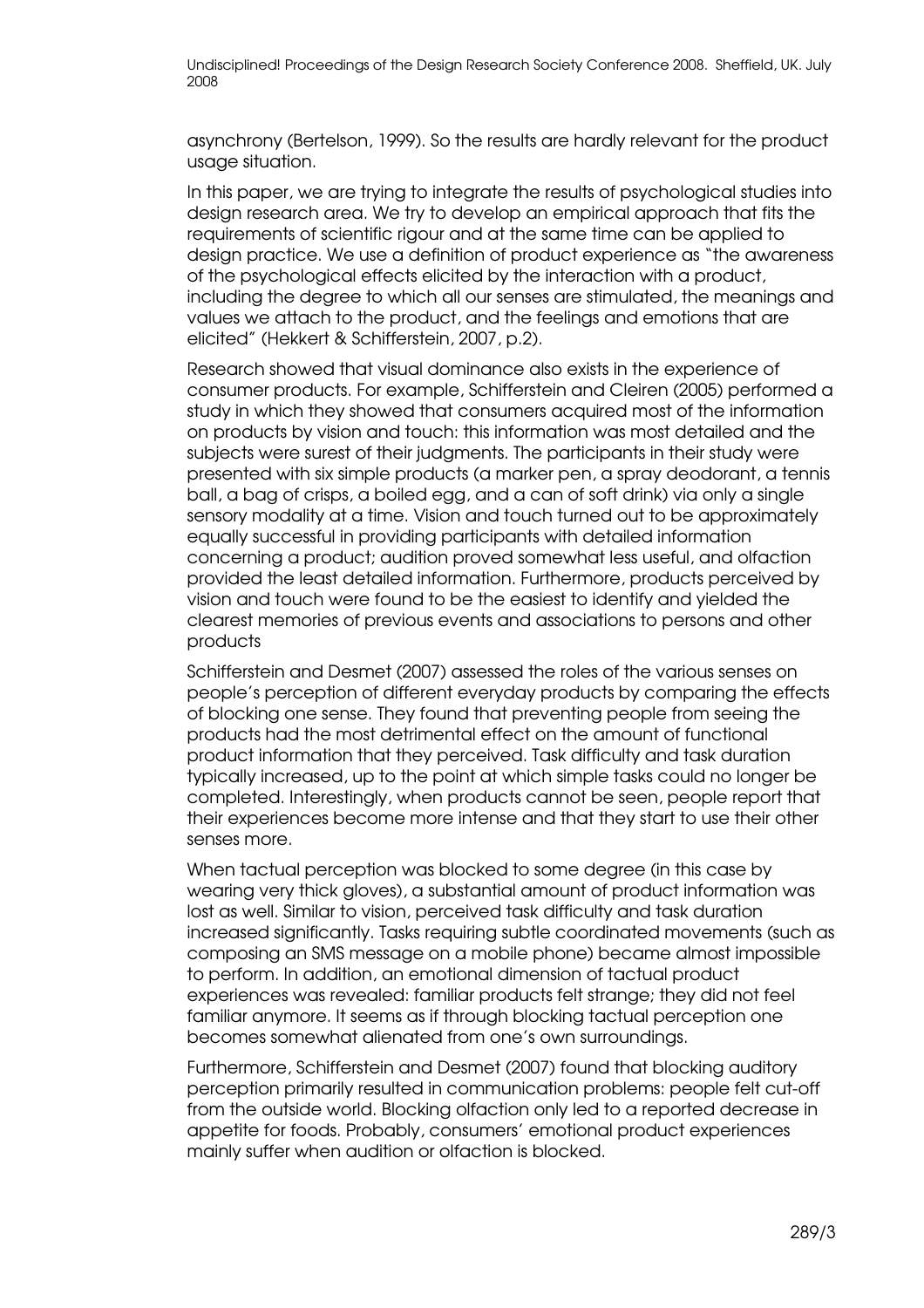asynchrony (Bertelson, 1999). So the results are hardly relevant for the product usage situation.

In this paper, we are trying to integrate the results of psychological studies into design research area. We try to develop an empirical approach that fits the requirements of scientific rigour and at the same time can be applied to design practice. We use a definition of product experience as "the awareness of the psychological effects elicited by the interaction with a product, including the degree to which all our senses are stimulated, the meanings and values we attach to the product, and the feelings and emotions that are elicited" (Hekkert & Schifferstein, 2007, p.2).

Research showed that visual dominance also exists in the experience of consumer products. For example, Schifferstein and Cleiren (2005) performed a study in which they showed that consumers acquired most of the information on products by vision and touch: this information was most detailed and the subjects were surest of their judgments. The participants in their study were presented with six simple products (a marker pen, a spray deodorant, a tennis ball, a bag of crisps, a boiled egg, and a can of soft drink) via only a single sensory modality at a time. Vision and touch turned out to be approximately equally successful in providing participants with detailed information concerning a product; audition proved somewhat less useful, and olfaction provided the least detailed information. Furthermore, products perceived by vision and touch were found to be the easiest to identify and yielded the clearest memories of previous events and associations to persons and other products

Schifferstein and Desmet (2007) assessed the roles of the various senses on people's perception of different everyday products by comparing the effects of blocking one sense. They found that preventing people from seeing the products had the most detrimental effect on the amount of functional product information that they perceived. Task difficulty and task duration typically increased, up to the point at which simple tasks could no longer be completed. Interestingly, when products cannot be seen, people report that their experiences become more intense and that they start to use their other senses more.

When tactual perception was blocked to some degree (in this case by wearing very thick gloves), a substantial amount of product information was lost as well. Similar to vision, perceived task difficulty and task duration increased significantly. Tasks requiring subtle coordinated movements (such as composing an SMS message on a mobile phone) became almost impossible to perform. In addition, an emotional dimension of tactual product experiences was revealed: familiar products felt strange; they did not feel familiar anymore. It seems as if through blocking tactual perception one becomes somewhat alienated from one's own surroundings.

Furthermore, Schifferstein and Desmet (2007) found that blocking auditory perception primarily resulted in communication problems: people felt cut-off from the outside world. Blocking olfaction only led to a reported decrease in appetite for foods. Probably, consumers' emotional product experiences mainly suffer when audition or olfaction is blocked.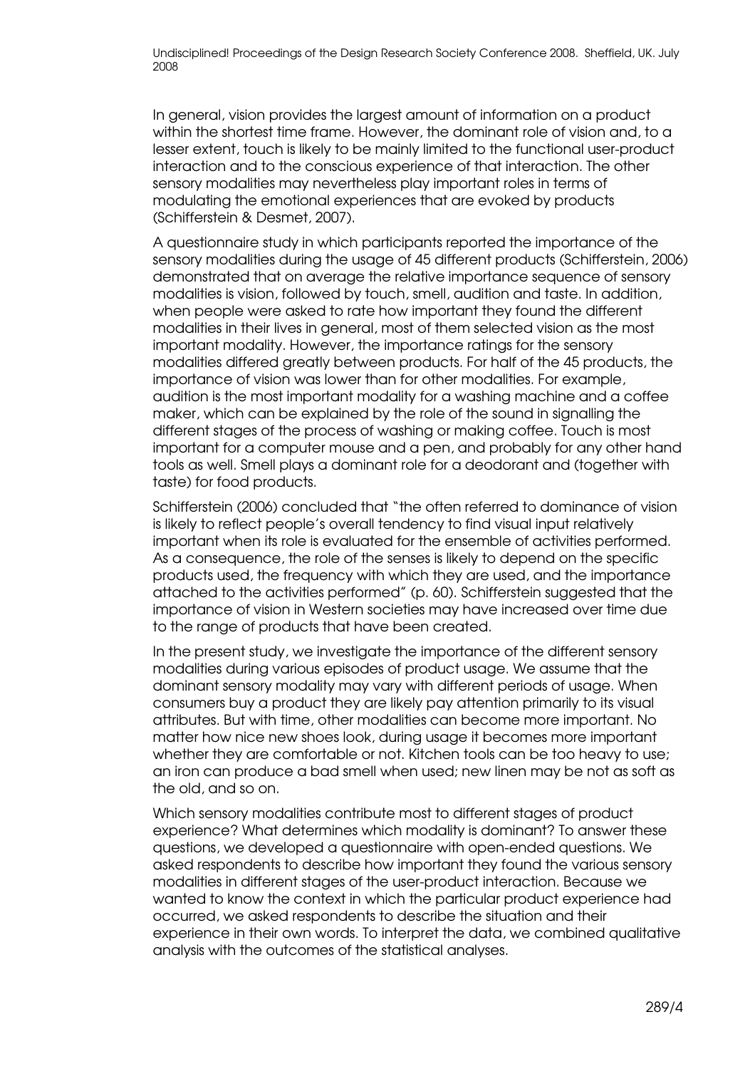In general, vision provides the largest amount of information on a product within the shortest time frame. However, the dominant role of vision and, to a lesser extent, touch is likely to be mainly limited to the functional user-product interaction and to the conscious experience of that interaction. The other sensory modalities may nevertheless play important roles in terms of modulating the emotional experiences that are evoked by products (Schifferstein & Desmet, 2007).

A questionnaire study in which participants reported the importance of the sensory modalities during the usage of 45 different products (Schifferstein, 2006) demonstrated that on average the relative importance sequence of sensory modalities is vision, followed by touch, smell, audition and taste. In addition, when people were asked to rate how important they found the different modalities in their lives in general, most of them selected vision as the most important modality. However, the importance ratings for the sensory modalities differed greatly between products. For half of the 45 products, the importance of vision was lower than for other modalities. For example, audition is the most important modality for a washing machine and a coffee maker, which can be explained by the role of the sound in signalling the different stages of the process of washing or making coffee. Touch is most important for a computer mouse and a pen, and probably for any other hand tools as well. Smell plays a dominant role for a deodorant and (together with taste) for food products.

Schifferstein (2006) concluded that "the often referred to dominance of vision is likely to reflect people's overall tendency to find visual input relatively important when its role is evaluated for the ensemble of activities performed. As a consequence, the role of the senses is likely to depend on the specific products used, the frequency with which they are used, and the importance attached to the activities performed" (p. 60). Schifferstein suggested that the importance of vision in Western societies may have increased over time due to the range of products that have been created.

In the present study, we investigate the importance of the different sensory modalities during various episodes of product usage. We assume that the dominant sensory modality may vary with different periods of usage. When consumers buy a product they are likely pay attention primarily to its visual attributes. But with time, other modalities can become more important. No matter how nice new shoes look, during usage it becomes more important whether they are comfortable or not. Kitchen tools can be too heavy to use; an iron can produce a bad smell when used; new linen may be not as soft as the old, and so on.

Which sensory modalities contribute most to different stages of product experience? What determines which modality is dominant? To answer these questions, we developed a questionnaire with open-ended questions. We asked respondents to describe how important they found the various sensory modalities in different stages of the user-product interaction. Because we wanted to know the context in which the particular product experience had occurred, we asked respondents to describe the situation and their experience in their own words. To interpret the data, we combined qualitative analysis with the outcomes of the statistical analyses.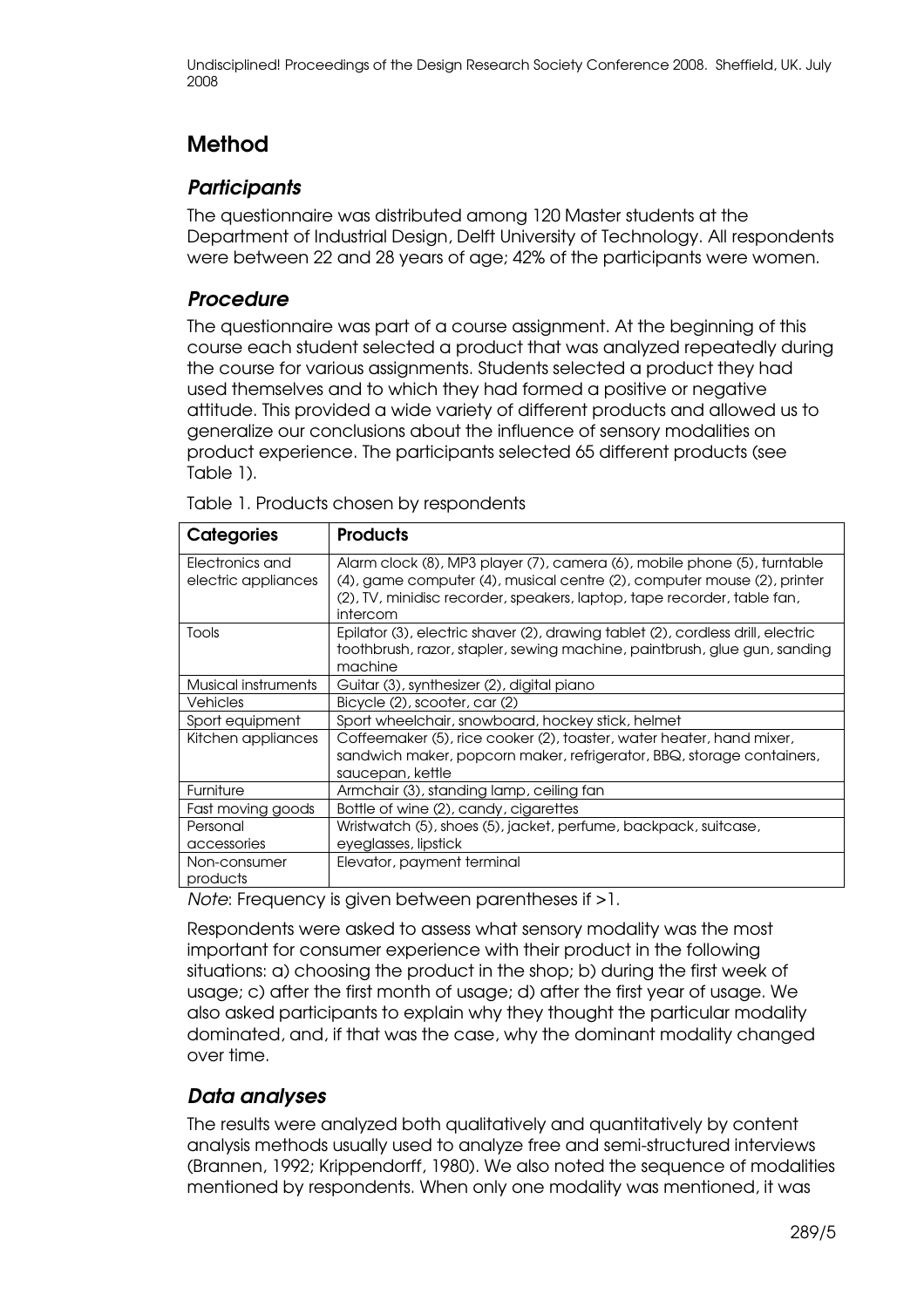## Method

### *Participants*

The questionnaire was distributed among 120 Master students at the Department of Industrial Design, Delft University of Technology. All respondents were between 22 and 28 years of age; 42% of the participants were women.

### *Procedure*

The questionnaire was part of a course assignment. At the beginning of this course each student selected a product that was analyzed repeatedly during the course for various assignments. Students selected a product they had used themselves and to which they had formed a positive or negative attitude. This provided a wide variety of different products and allowed us to generalize our conclusions about the influence of sensory modalities on product experience. The participants selected 65 different products (see Table 1).

Table 1. Products chosen by respondents

| Categories | Products |
|---|---|
| Electronics and electric appliances | Alarm clock (8), MP3 player (7), camera (6), mobile phone (5), turntable (4), game computer (4), musical centre (2), computer mouse (2), printer (2), TV, minidisc recorder, speakers, laptop, tape recorder, table fan, intercom |
| Tools | Epilator (3), electric shaver (2), drawing tablet (2), cordless drill, electric toothbrush, razor, stapler, sewing machine, paintbrush, glue gun, sanding machine |
| Musical instruments | Guitar (3), synthesizer (2), digital piano |
| Vehicles | Bicycle (2), scooter, car (2) |
| Sport equipment | Sport wheelchair, snowboard, hockey stick, helmet |
| Kitchen appliances | Coffeemaker (5), rice cooker (2), toaster, water heater, hand mixer, sandwich maker, popcorn maker, refrigerator, BBQ, storage containers, saucepan, kettle |
| Furniture | Armchair (3), standing lamp, ceiling fan |
| Fast moving goods | Bottle of wine (2), candy, cigarettes |
| Personal accessories | Wristwatch (5), shoes (5), jacket, perfume, backpack, suitcase, eyeglasses, lipstick |
| Non-consumer products | Elevator, payment terminal |

*Note*: Frequency is given between parentheses if >1.

Respondents were asked to assess what sensory modality was the most important for consumer experience with their product in the following situations: a) choosing the product in the shop; b) during the first week of usage; c) after the first month of usage; d) after the first year of usage. We also asked participants to explain why they thought the particular modality dominated, and, if that was the case, why the dominant modality changed over time.

### *Data analyses*

The results were analyzed both qualitatively and quantitatively by content analysis methods usually used to analyze free and semi-structured interviews (Brannen, 1992; Krippendorff, 1980). We also noted the sequence of modalities mentioned by respondents. When only one modality was mentioned, it was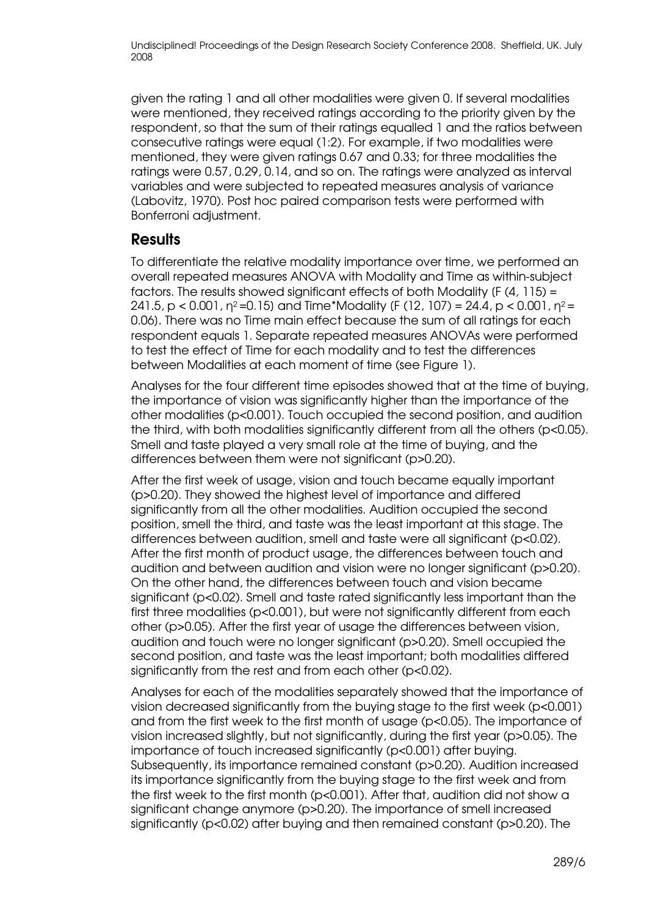given the rating 1 and all other modalities were given 0. If several modalities were mentioned, they received ratings according to the priority given by the respondent, so that the sum of their ratings equalled 1 and the ratios between consecutive ratings were equal (1:2). For example, if two modalities were mentioned, they were given ratings 0.67 and 0.33; for three modalities the ratings were 0.57, 0.29, 0.14, and so on. The ratings were analyzed as interval variables and were subjected to repeated measures analysis of variance (Labovitz, 1970). Post hoc paired comparison tests were performed with Bonferroni adjustment.

## Results

To differentiate the relative modality importance over time, we performed an overall repeated measures ANOVA with Modality and Time as within-subject factors. The results showed significant effects of both Modality ($F(4, 115) = 241.5$, $p < 0.001$, $\eta^2 = 0.15$) and Time*Modality ($F(12, 107) = 24.4$, $p < 0.001$, $\eta^2 = 0.06$). There was no Time main effect because the sum of all ratings for each respondent equals 1. Separate repeated measures ANOVAs were performed to test the effect of Time for each modality and to test the differences between Modalities at each moment of time (see Figure 1).

Analyses for the four different time episodes showed that at the time of buying, the importance of vision was significantly higher than the importance of the other modalities ($p<0.001$). Touch occupied the second position, and audition the third, with both modalities significantly different from all the others ($p<0.05$). Smell and taste played a very small role at the time of buying, and the differences between them were not significant ($p>0.20$).

After the first week of usage, vision and touch became equally important ($p>0.20$). They showed the highest level of importance and differed significantly from all the other modalities. Audition occupied the second position, smell the third, and taste was the least important at this stage. The differences between audition, smell and taste were all significant ($p<0.02$). After the first month of product usage, the differences between touch and audition and between audition and vision were no longer significant ($p>0.20$). On the other hand, the differences between touch and vision became significant ($p<0.02$). Smell and taste rated significantly less important than the first three modalities ($p<0.001$), but were not significantly different from each other ($p>0.05$). After the first year of usage the differences between vision, audition and touch were no longer significant ($p>0.20$). Smell occupied the second position, and taste was the least important; both modalities differed significantly from the rest and from each other ($p<0.02$).

Analyses for each of the modalities separately showed that the importance of vision decreased significantly from the buying stage to the first week ($p<0.001$) and from the first week to the first month of usage ($p<0.05$). The importance of vision increased slightly, but not significantly, during the first year ($p>0.05$). The importance of touch increased significantly ($p<0.001$) after buying. Subsequently, its importance remained constant ($p>0.20$). Audition increased its importance significantly from the buying stage to the first week and from the first week to the first month ($p<0.001$). After that, audition did not show a significant change anymore ($p>0.20$). The importance of smell increased significantly ($p<0.02$) after buying and then remained constant ($p>0.20$). The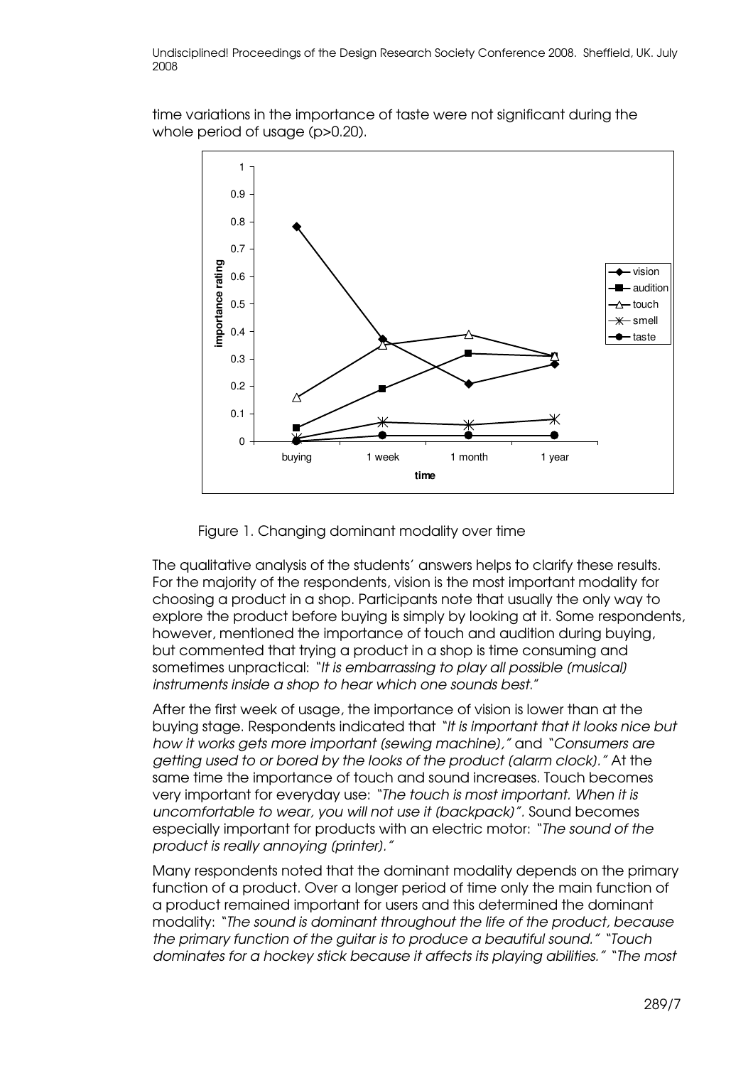time variations in the importance of taste were not significant during the whole period of usage (p>0.20).

Figure 1. Changing dominant modality over time

The qualitative analysis of the students' answers helps to clarify these results. For the majority of the respondents, vision is the most important modality for choosing a product in a shop. Participants note that usually the only way to explore the product before buying is simply by looking at it. Some respondents, however, mentioned the importance of touch and audition during buying, but commented that trying a product in a shop is time consuming and sometimes unpractical: "*It is embarrassing to play all possible (musical) instruments inside a shop to hear which one sounds best.*"

After the first week of usage, the importance of vision is lower than at the buying stage. Respondents indicated that "*It is important that it looks nice but how it works gets more important (sewing machine),*" and "*Consumers are getting used to or bored by the looks of the product (alarm clock).*" At the same time the importance of touch and sound increases. Touch becomes very important for everyday use: "*The touch is most important. When it is uncomfortable to wear, you will not use it (backpack)*". Sound becomes especially important for products with an electric motor: "*The sound of the product is really annoying (printer).*"

Many respondents noted that the dominant modality depends on the primary function of a product. Over a longer period of time only the main function of a product remained important for users and this determined the dominant modality: "*The sound is dominant throughout the life of the product, because the primary function of the guitar is to produce a beautiful sound.*" "*Touch dominates for a hockey stick because it affects its playing abilities.*" "*The most*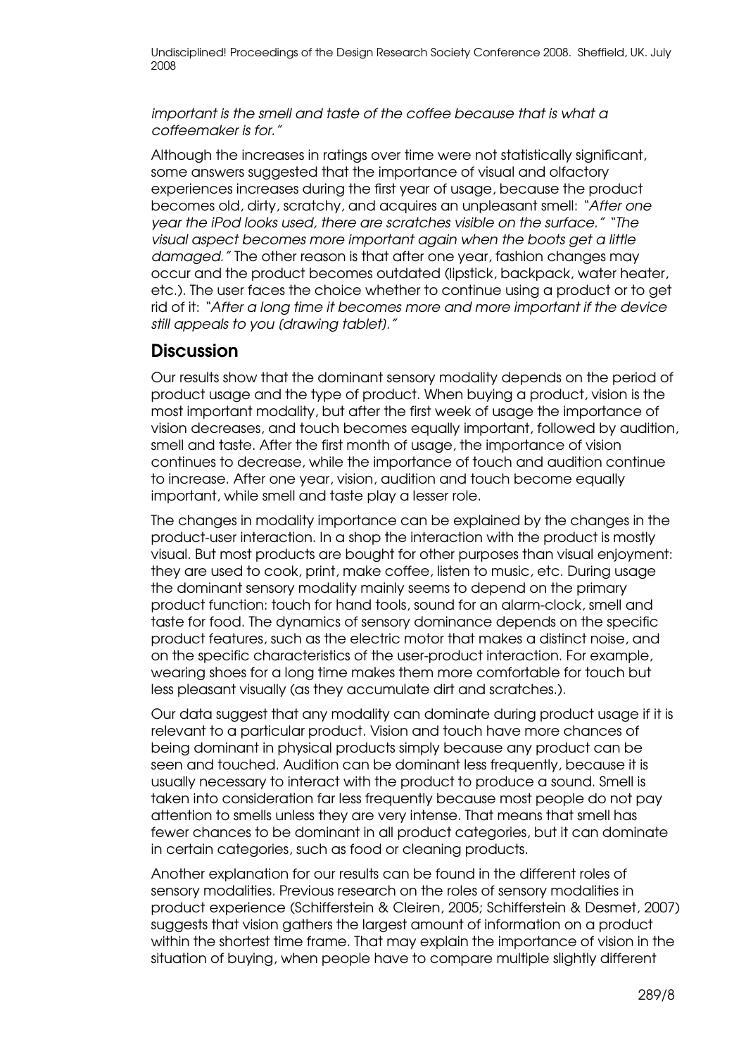*important is the smell and taste of the coffee because that is what a coffeemaker is for."*

Although the increases in ratings over time were not statistically significant, some answers suggested that the importance of visual and olfactory experiences increases during the first year of usage, because the product becomes old, dirty, scratchy, and acquires an unpleasant smell: *"After one year the iPod looks used, there are scratches visible on the surface." "The visual aspect becomes more important again when the boots get a little damaged."* The other reason is that after one year, fashion changes may occur and the product becomes outdated (lipstick, backpack, water heater, etc.). The user faces the choice whether to continue using a product or to get rid of it: *"After a long time it becomes more and more important if the device still appeals to you (drawing tablet)."*

## Discussion

Our results show that the dominant sensory modality depends on the period of product usage and the type of product. When buying a product, vision is the most important modality, but after the first week of usage the importance of vision decreases, and touch becomes equally important, followed by audition, smell and taste. After the first month of usage, the importance of vision continues to decrease, while the importance of touch and audition continue to increase. After one year, vision, audition and touch become equally important, while smell and taste play a lesser role.

The changes in modality importance can be explained by the changes in the product-user interaction. In a shop the interaction with the product is mostly visual. But most products are bought for other purposes than visual enjoyment: they are used to cook, print, make coffee, listen to music, etc. During usage the dominant sensory modality mainly seems to depend on the primary product function: touch for hand tools, sound for an alarm-clock, smell and taste for food. The dynamics of sensory dominance depends on the specific product features, such as the electric motor that makes a distinct noise, and on the specific characteristics of the user-product interaction. For example, wearing shoes for a long time makes them more comfortable for touch but less pleasant visually (as they accumulate dirt and scratches.).

Our data suggest that any modality can dominate during product usage if it is relevant to a particular product. Vision and touch have more chances of being dominant in physical products simply because any product can be seen and touched. Audition can be dominant less frequently, because it is usually necessary to interact with the product to produce a sound. Smell is taken into consideration far less frequently because most people do not pay attention to smells unless they are very intense. That means that smell has fewer chances to be dominant in all product categories, but it can dominate in certain categories, such as food or cleaning products.

Another explanation for our results can be found in the different roles of sensory modalities. Previous research on the roles of sensory modalities in product experience (Schifferstein & Cleiren, 2005; Schifferstein & Desmet, 2007) suggests that vision gathers the largest amount of information on a product within the shortest time frame. That may explain the importance of vision in the situation of buying, when people have to compare multiple slightly different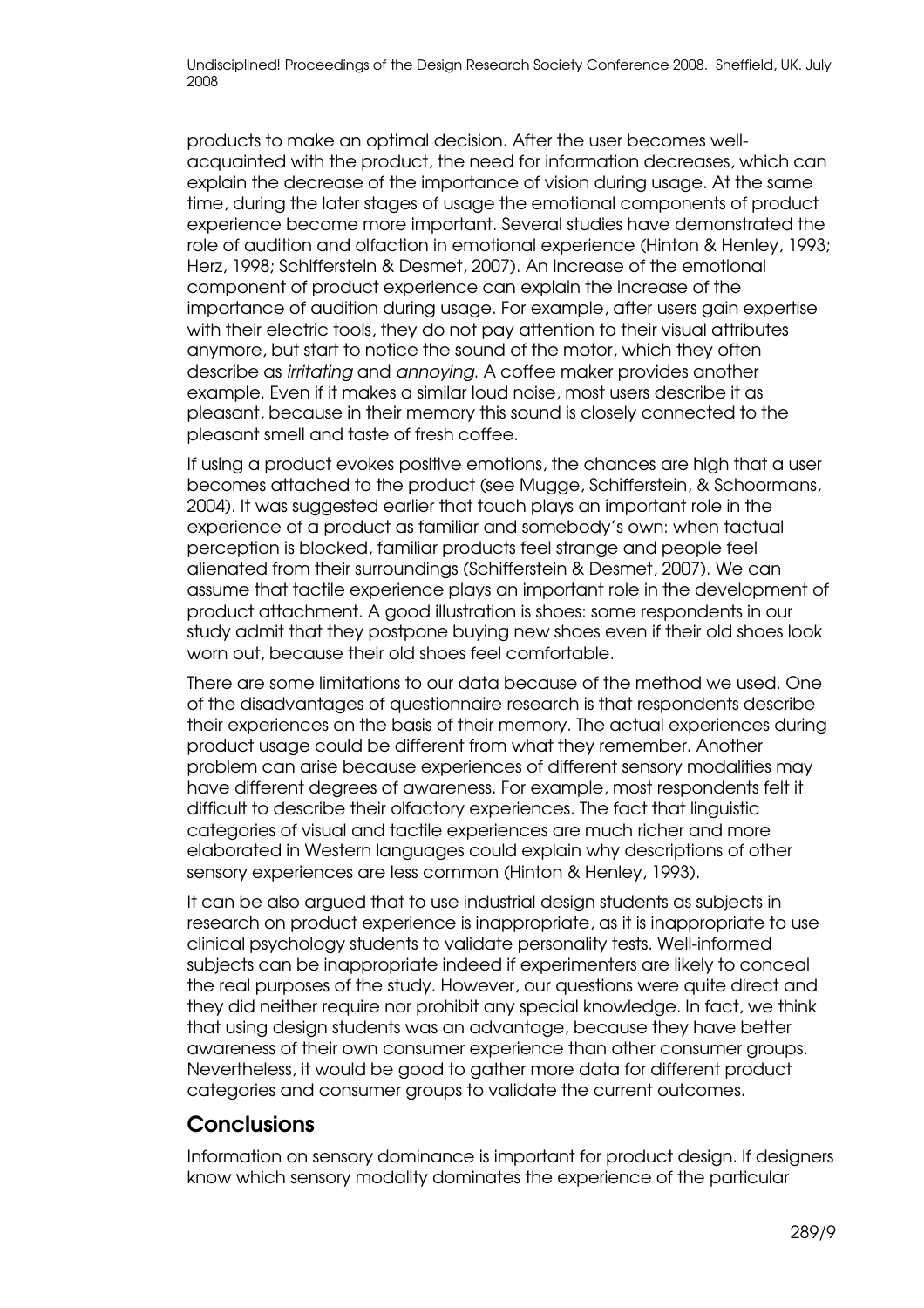products to make an optimal decision. After the user becomes well-acquainted with the product, the need for information decreases, which can explain the decrease of the importance of vision during usage. At the same time, during the later stages of usage the emotional components of product experience become more important. Several studies have demonstrated the role of audition and olfaction in emotional experience (Hinton & Henley, 1993; Herz, 1998; Schifferstein & Desmet, 2007). An increase of the emotional component of product experience can explain the increase of the importance of audition during usage. For example, after users gain expertise with their electric tools, they do not pay attention to their visual attributes anymore, but start to notice the sound of the motor, which they often describe as *irritating* and *annoying*. A coffee maker provides another example. Even if it makes a similar loud noise, most users describe it as pleasant, because in their memory this sound is closely connected to the pleasant smell and taste of fresh coffee.

If using a product evokes positive emotions, the chances are high that a user becomes attached to the product (see Mugge, Schifferstein, & Schoormans, 2004). It was suggested earlier that touch plays an important role in the experience of a product as familiar and somebody's own: when tactual perception is blocked, familiar products feel strange and people feel alienated from their surroundings (Schifferstein & Desmet, 2007). We can assume that tactile experience plays an important role in the development of product attachment. A good illustration is shoes: some respondents in our study admit that they postpone buying new shoes even if their old shoes look worn out, because their old shoes feel comfortable.

There are some limitations to our data because of the method we used. One of the disadvantages of questionnaire research is that respondents describe their experiences on the basis of their memory. The actual experiences during product usage could be different from what they remember. Another problem can arise because experiences of different sensory modalities may have different degrees of awareness. For example, most respondents felt it difficult to describe their olfactory experiences. The fact that linguistic categories of visual and tactile experiences are much richer and more elaborated in Western languages could explain why descriptions of other sensory experiences are less common (Hinton & Henley, 1993).

It can be also argued that to use industrial design students as subjects in research on product experience is inappropriate, as it is inappropriate to use clinical psychology students to validate personality tests. Well-informed subjects can be inappropriate indeed if experimenters are likely to conceal the real purposes of the study. However, our questions were quite direct and they did neither require nor prohibit any special knowledge. In fact, we think that using design students was an advantage, because they have better awareness of their own consumer experience than other consumer groups. Nevertheless, it would be good to gather more data for different product categories and consumer groups to validate the current outcomes.

## Conclusions

Information on sensory dominance is important for product design. If designers know which sensory modality dominates the experience of the particular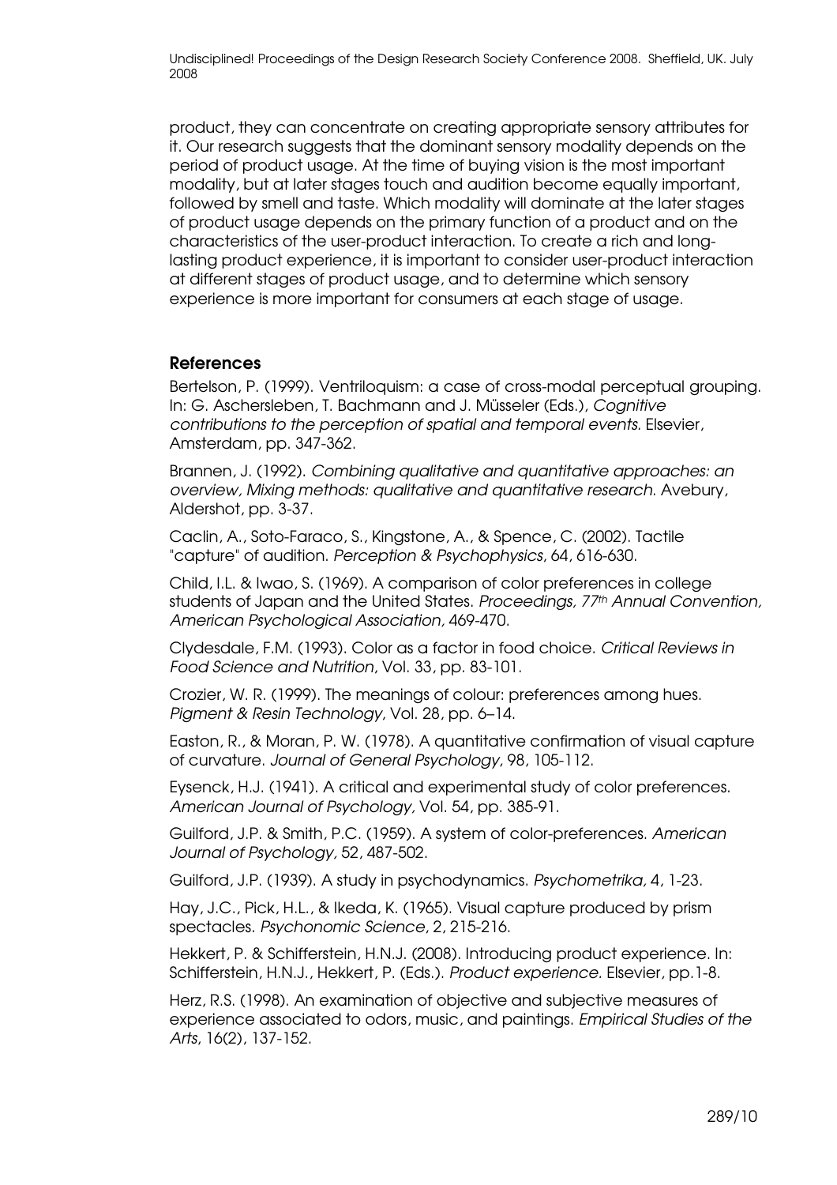product, they can concentrate on creating appropriate sensory attributes for it. Our research suggests that the dominant sensory modality depends on the period of product usage. At the time of buying vision is the most important modality, but at later stages touch and audition become equally important, followed by smell and taste. Which modality will dominate at the later stages of product usage depends on the primary function of a product and on the characteristics of the user-product interaction. To create a rich and long-lasting product experience, it is important to consider user-product interaction at different stages of product usage, and to determine which sensory experience is more important for consumers at each stage of usage.

## References

Bertelson, P. (1999). Ventriloquism: a case of cross-modal perceptual grouping. In: G. Aschersleben, T. Bachmann and J. Müsseler (Eds.), *Cognitive contributions to the perception of spatial and temporal events.* Elsevier, Amsterdam, pp. 347-362.

Brannen, J. (1992). *Combining qualitative and quantitative approaches: an overview, Mixing methods: qualitative and quantitative research.* Avebury, Aldershot, pp. 3-37.

Caclin, A., Soto-Faraco, S., Kingstone, A., & Spence, C. (2002). Tactile "capture" of audition. *Perception & Psychophysics*, 64, 616-630.

Child, I.L. & Iwao, S. (1969). A comparison of color preferences in college students of Japan and the United States. *Proceedings, 77th Annual Convention, American Psychological Association*, 469-470.

Clydesdale, F.M. (1993). Color as a factor in food choice. *Critical Reviews in Food Science and Nutrition*, Vol. 33, pp. 83-101.

Crozier, W. R. (1999). The meanings of colour: preferences among hues. *Pigment & Resin Technology*, Vol. 28, pp. 6–14.

Easton, R., & Moran, P. W. (1978). A quantitative confirmation of visual capture of curvature. *Journal of General Psychology*, 98, 105-112.

Eysenck, H.J. (1941). A critical and experimental study of color preferences. *American Journal of Psychology,* Vol. 54, pp. 385-91.

Guilford, J.P. & Smith, P.C. (1959). A system of color-preferences. *American Journal of Psychology,* 52, 487-502.

Guilford, J.P. (1939). A study in psychodynamics. *Psychometrika,* 4, 1-23.

Hay, J.C., Pick, H.L., & Ikeda, K. (1965). Visual capture produced by prism spectacles. *Psychonomic Science*, 2, 215-216.

Hekkert, P. & Schifferstein, H.N.J. (2008). Introducing product experience. In: Schifferstein, H.N.J., Hekkert, P. (Eds.). *Product experience.* Elsevier, pp.1-8.

Herz, R.S. (1998). An examination of objective and subjective measures of experience associated to odors, music, and paintings. *Empirical Studies of the Arts*, 16(2), 137-152.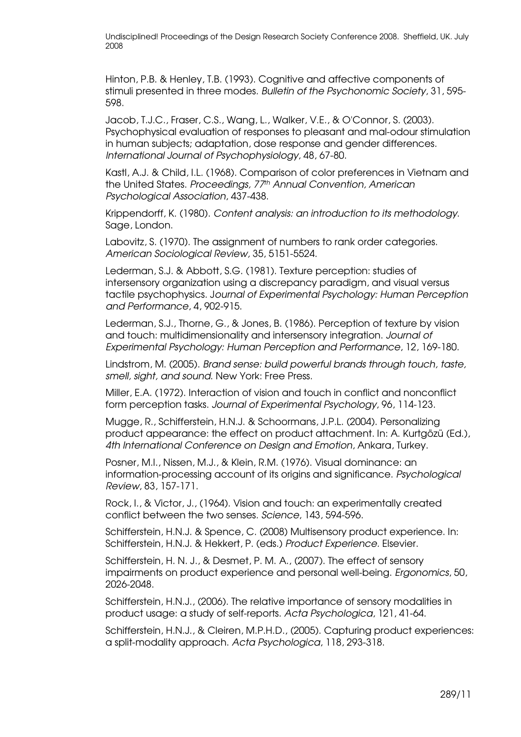Hinton, P.B. & Henley, T.B. (1993). Cognitive and affective components of stimuli presented in three modes. *Bulletin of the Psychonomic Society*, 31, 595-598.

Jacob, T.J.C., Fraser, C.S., Wang, L., Walker, V.E., & O'Connor, S. (2003). Psychophysical evaluation of responses to pleasant and mal-odour stimulation in human subjects; adaptation, dose response and gender differences. *International Journal of Psychophysiology*, 48, 67-80.

Kastl, A.J. & Child, I.L. (1968). Comparison of color preferences in Vietnam and the United States. *Proceedings, 77th Annual Convention, American Psychological Association*, 437-438.

Krippendorff, K. (1980). *Content analysis: an introduction to its methodology*. Sage, London.

Labovitz, S. (1970). The assignment of numbers to rank order categories. *American Sociological Review*, 35, 5151-5524.

Lederman, S.J. & Abbott, S.G. (1981). Texture perception: studies of intersensory organization using a discrepancy paradigm, and visual versus tactile psychophysics. *Journal of Experimental Psychology: Human Perception and Performance*, 4, 902-915.

Lederman, S.J., Thorne, G., & Jones, B. (1986). Perception of texture by vision and touch: multidimensionality and intersensory integration. *Journal of Experimental Psychology: Human Perception and Performance*, 12, 169-180.

Lindstrom, M. (2005). *Brand sense: build powerful brands through touch, taste, smell, sight, and sound*. New York: Free Press.

Miller, E.A. (1972). Interaction of vision and touch in conflict and nonconflict form perception tasks. *Journal of Experimental Psychology*, 96, 114-123.

Mugge, R., Schifferstein, H.N.J. & Schoormans, J.P.L. (2004). Personalizing product appearance: the effect on product attachment. In: A. Kurtgözü (Ed.), *4th International Conference on Design and Emotion*, Ankara, Turkey.

Posner, M.I., Nissen, M.J., & Klein, R.M. (1976). Visual dominance: an information-processing account of its origins and significance. *Psychological Review*, 83, 157-171.

Rock, I., & Victor, J., (1964). Vision and touch: an experimentally created conflict between the two senses. *Science*, 143, 594-596.

Schifferstein, H.N.J. & Spence, C. (2008) Multisensory product experience. In: Schifferstein, H.N.J. & Hekkert, P. (eds.) *Product Experience*. Elsevier.

Schifferstein, H. N. J., & Desmet, P. M. A., (2007). The effect of sensory impairments on product experience and personal well-being. *Ergonomics*, 50, 2026-2048.

Schifferstein, H.N.J., (2006). The relative importance of sensory modalities in product usage: a study of self-reports. *Acta Psychologica*, 121, 41-64.

Schifferstein, H.N.J., & Cleiren, M.P.H.D., (2005). Capturing product experiences: a split-modality approach. *Acta Psychologica*, 118, 293-318.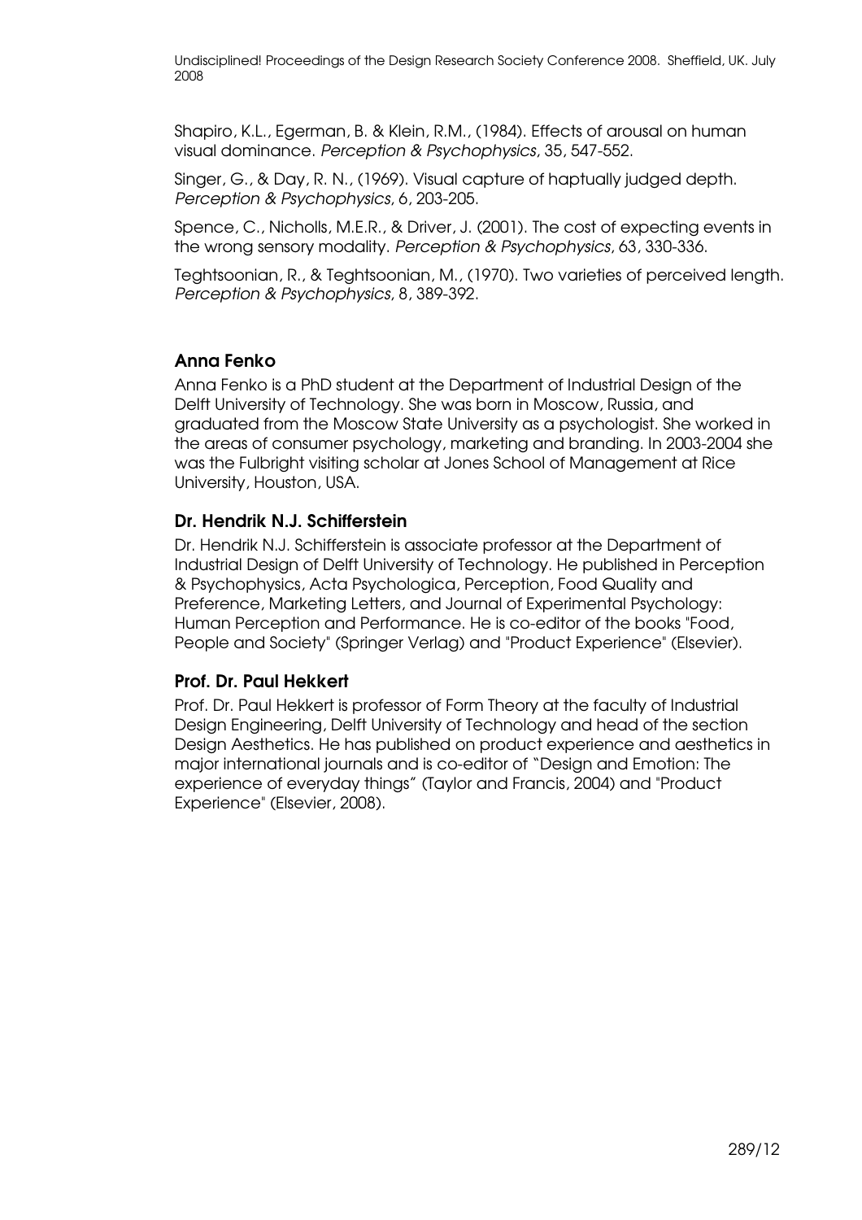Shapiro, K.L., Egerman, B. & Klein, R.M., (1984). Effects of arousal on human visual dominance. *Perception & Psychophysics*, 35, 547-552.

Singer, G., & Day, R. N., (1969). Visual capture of haptually judged depth. *Perception & Psychophysics*, 6, 203-205.

Spence, C., Nicholls, M.E.R., & Driver, J. (2001). The cost of expecting events in the wrong sensory modality. *Perception & Psychophysics*, 63, 330-336.

Teghtsoonian, R., & Teghtsoonian, M., (1970). Two varieties of perceived length. *Perception & Psychophysics*, 8, 389-392.

### Anna Fenko

Anna Fenko is a PhD student at the Department of Industrial Design of the Delft University of Technology. She was born in Moscow, Russia, and graduated from the Moscow State University as a psychologist. She worked in the areas of consumer psychology, marketing and branding. In 2003-2004 she was the Fulbright visiting scholar at Jones School of Management at Rice University, Houston, USA.

### Dr. Hendrik N.J. Schifferstein

Dr. Hendrik N.J. Schifferstein is associate professor at the Department of Industrial Design of Delft University of Technology. He published in Perception & Psychophysics, Acta Psychologica, Perception, Food Quality and Preference, Marketing Letters, and Journal of Experimental Psychology: Human Perception and Performance. He is co-editor of the books "Food, People and Society" (Springer Verlag) and "Product Experience" (Elsevier).

### Prof. Dr. Paul Hekkert

Prof. Dr. Paul Hekkert is professor of Form Theory at the faculty of Industrial Design Engineering, Delft University of Technology and head of the section Design Aesthetics. He has published on product experience and aesthetics in major international journals and is co-editor of "Design and Emotion: The experience of everyday things" (Taylor and Francis, 2004) and "Product Experience" (Elsevier, 2008).